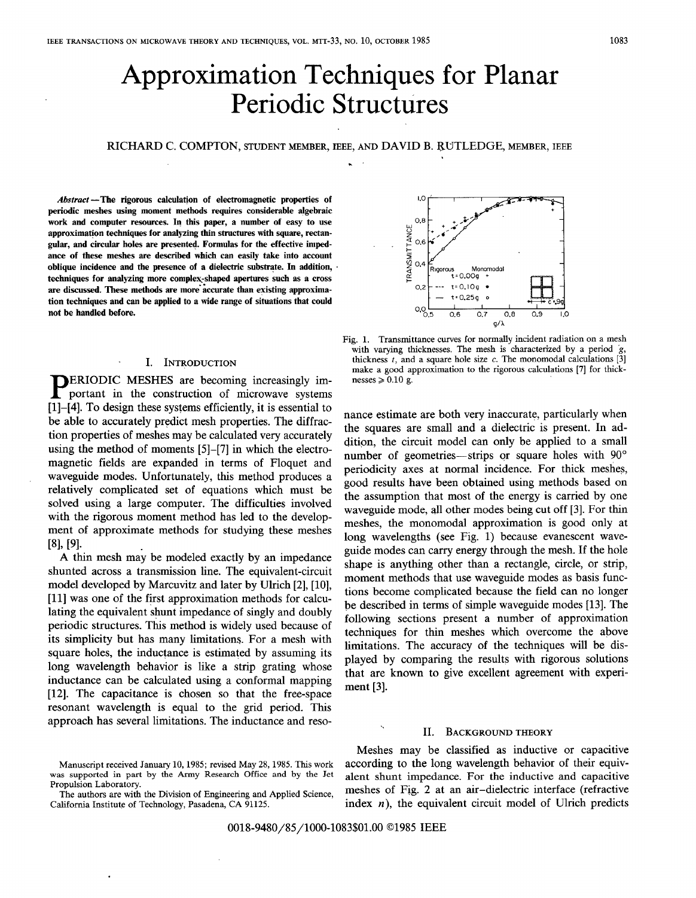# Approximation Techniques for Planar Periodic Structures

RICHARD C. COMPTON, STUDENT MEMBER, IEEE, AND DAVID B. RUTLEDGE, MEMBER, IEEE

***Abstract*—The rigorous calculation of electromagnetic properties of periodic meshes using moment methods requires considerable algebraic work and computer resources. In this paper, a number of easy to use approximation techniques for analyzing thin structures with square, rectangular, and circular holes are presented. Formulas for the effective impedance of these meshes are described which can easily take into account oblique incidence and the presence of a dielectric substrate. In addition, techniques for analyzing more complex-shaped apertures such as a cross are discussed. These methods are more accurate than existing approximation techniques and can be applied to a wide range of situations that could not be handled before.**

## I. INTRODUCTION

PERIODIC MESHES are becoming increasingly important in the construction of microwave systems [1]–[4]. To design these systems efficiently, it is essential to be able to accurately predict mesh properties. The diffraction properties of meshes may be calculated very accurately using the method of moments [5]–[7] in which the electromagnetic fields are expanded in terms of Floquet and waveguide modes. Unfortunately, this method produces a relatively complicated set of equations which must be solved using a large computer. The difficulties involved with the rigorous moment method has led to the development of approximate methods for studying these meshes [8], [9].

A thin mesh may be modeled exactly by an impedance shunted across a transmission line. The equivalent-circuit model developed by Marcuvitz and later by Ulrich [2], [10], [11] was one of the first approximation methods for calculating the equivalent shunt impedance of singly and doubly periodic structures. This method is widely used because of its simplicity but has many limitations. For a mesh with square holes, the inductance is estimated by assuming its long wavelength behavior is like a strip grating whose inductance can be calculated using a conformal mapping [12]. The capacitance is chosen so that the free-space resonant wavelength is equal to the grid period. This approach has several limitations. The inductance and resonance estimate are both very inaccurate, particularly when the squares are small and a dielectric is present. In addition, the circuit model can only be applied to a small number of geometries—strips or square holes with 90° periodicity axes at normal incidence. For thick meshes, good results have been obtained using methods based on the assumption that most of the energy is carried by one waveguide mode, all other modes being cut off [3]. For thin meshes, the monomodal approximation is good only at long wavelengths (see Fig. 1) because evanescent waveguide modes can carry energy through the mesh. If the hole shape is anything other than a rectangle, circle, or strip, moment methods that use waveguide modes as basis functions become complicated because the field can no longer be described in terms of simple waveguide modes [13]. The following sections present a number of approximation techniques for thin meshes which overcome the above limitations. The accuracy of the techniques will be displayed by comparing the results with rigorous solutions that are known to give excellent agreement with experiment [3].

Fig. 1. Transmittance curves for normally incident radiation on a mesh with varying thicknesses. The mesh is characterized by a period $g$, thickness $t$, and a square hole size $c$. The monomodal calculations [3] make a good approximation to the rigorous calculations [7] for thicknesses $\geq 0.10$ g.

## II. BACKGROUND THEORY

Meshes may be classified as inductive or capacitive according to the long wavelength behavior of their equivalent shunt impedance. For the inductive and capacitive meshes of Fig. 2 at an air–dielectric interface (refractive index $n$), the equivalent circuit model of Ulrich predicts

Manuscript received January 10, 1985; revised May 28, 1985. This work was supported in part by the Army Research Office and by the Jet Propulsion Laboratory.

The authors are with the Division of Engineering and Applied Science, California Institute of Technology, Pasadena, CA 91125.

0018-9480/85/1000-1083$01.00 ©1985 IEEE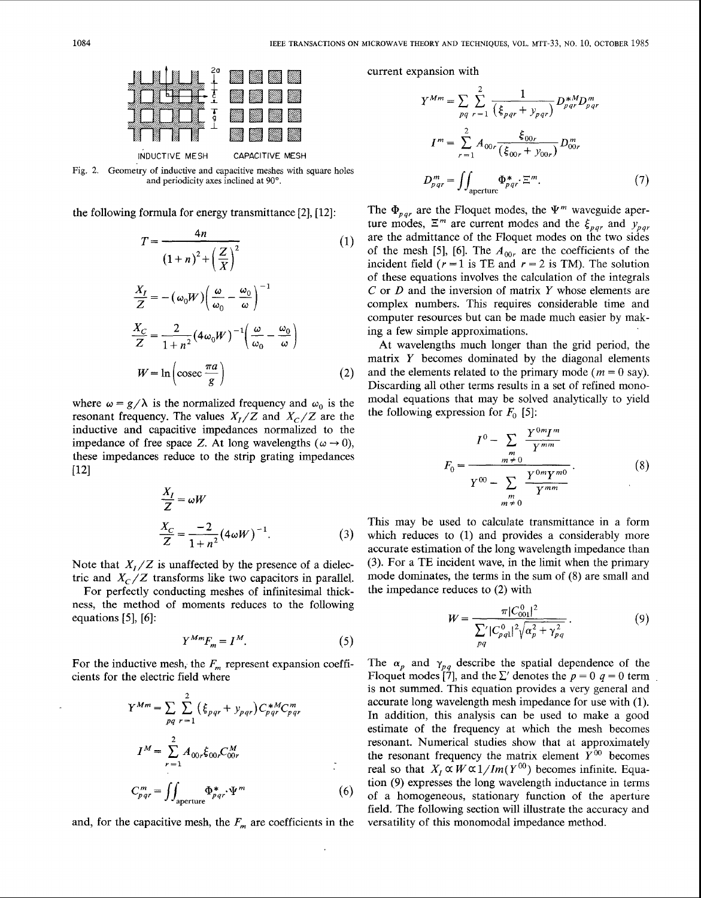INDUCTIVE MESH CAPACITIVE MESH

Fig. 2. Geometry of inductive and capacitive meshes with square holes and periodicity axes inclined at 90°.

the following formula for energy transmittance [2], [12]:

$$T = \frac{4n}{(1+n)^2 + \left(\frac{Z}{X}\right)^2} \tag{1}$$

$$\frac{X_I}{Z} = -(\omega_0 W)\left(\frac{\omega}{\omega_0} - \frac{\omega_0}{\omega}\right)^{-1}$$

$$\frac{X_C}{Z} = \frac{2}{1+n^2}(4\omega_0 W)^{-1}\left(\frac{\omega}{\omega_0} - \frac{\omega_0}{\omega}\right)$$

$$W = \ln\left(\operatorname{cosec}\frac{\pi a}{g}\right) \tag{2}$$

where $\omega = g/\lambda$ is the normalized frequency and $\omega_0$ is the resonant frequency. The values $X_I/Z$ and $X_C/Z$ are the inductive and capacitive impedances normalized to the impedance of free space $Z$. At long wavelengths ($\omega \to 0$), these impedances reduce to the strip grating impedances [12]

$$\frac{X_I}{Z} = \omega W$$

$$\frac{X_C}{Z} = \frac{-2}{1+n^2}(4\omega W)^{-1}. \tag{3}$$

Note that $X_I/Z$ is unaffected by the presence of a dielectric and $X_C/Z$ transforms like two capacitors in parallel.

For perfectly conducting meshes of infinitesimal thickness, the method of moments reduces to the following equations [5], [6]:

$$Y^{Mm} F_m = I^M. \tag{5}$$

For the inductive mesh, the $F_m$ represent expansion coefficients for the electric field where

$$Y^{Mm} = \sum_{pq} \sum_{r=1}^{2} (\xi_{pqr} + y_{pqr}) C_{pqr}^{*M} C_{pqr}^{m}$$

$$I^M = \sum_{r=1}^{2} A_{00r} \xi_{00r} C_{00r}^{M}$$

$$C_{pqr}^{m} = \iint_{\text{aperture}} \Phi_{pqr}^{*} \cdot \Psi^{m} \tag{6}$$

and, for the capacitive mesh, the $F_m$ are coefficients in the current expansion with

$$Y^{Mm} = \sum_{pq} \sum_{r=1}^{2} \frac{1}{(\xi_{pqr} + y_{pqr})} D_{pqr}^{*M} D_{pqr}^{m}$$

$$I^m = \sum_{r=1}^{2} A_{00r} \frac{\xi_{00r}}{(\xi_{00r} + y_{00r})} D_{00r}^{m}$$

$$D_{pqr}^{m} = \iint_{\text{aperture}} \Phi_{pqr}^{*} \cdot \Xi^{m}. \tag{7}$$

The $\Phi_{pqr}$ are the Floquet modes, the $\Psi^m$ waveguide aperture modes, $\Xi^m$ are current modes and the $\xi_{pqr}$ and $y_{pqr}$ are the admittance of the Floquet modes on the two sides of the mesh [5], [6]. The $A_{00r}$ are the coefficients of the incident field ($r = 1$ is TE and $r = 2$ is TM). The solution of these equations involves the calculation of the integrals $C$ or $D$ and the inversion of matrix $Y$ whose elements are complex numbers. This requires considerable time and computer resources but can be made much easier by making a few simple approximations.

At wavelengths much longer than the grid period, the matrix $Y$ becomes dominated by the diagonal elements and the elements related to the primary mode ($m = 0$ say). Discarding all other terms results in a set of refined monomodal equations that may be solved analytically to yield the following expression for $F_0$ [5]:

$$F_0 = \frac{I^0 - \sum\limits_{\substack{m \\ m \neq 0}} \frac{Y^{0m} I^m}{Y^{mm}}}{Y^{00} - \sum\limits_{\substack{m \\ m \neq 0}} \frac{Y^{0m} Y^{m0}}{Y^{mm}}}. \tag{8}$$

This may be used to calculate transmittance in a form which reduces to (1) and provides a considerably more accurate estimation of the long wavelength impedance than (3). For a TE incident wave, in the limit when the primary mode dominates, the terms in the sum of (8) are small and the impedance reduces to (2) with

$$W = \frac{\pi |C_{001}^{0}|^2}{\sum'_{pq} |C_{pq1}^{0}|^2 \sqrt{\alpha_p^2 + \gamma_{pq}^2}}. \tag{9}$$

The $\alpha_p$ and $\gamma_{pq}$ describe the spatial dependence of the Floquet modes [7], and the $\Sigma'$ denotes the $p = 0$ $q = 0$ term is not summed. This equation provides a very general and accurate long wavelength mesh impedance for use with (1). In addition, this analysis can be used to make a good estimate of the frequency at which the mesh becomes resonant. Numerical studies show that at approximately the resonant frequency the matrix element $Y^{00}$ becomes real so that $X_I \propto W \propto 1/Im(Y^{00})$ becomes infinite. Equation (9) expresses the long wavelength inductance in terms of a homogeneous, stationary function of the aperture field. The following section will illustrate the accuracy and versatility of this monomodal impedance method.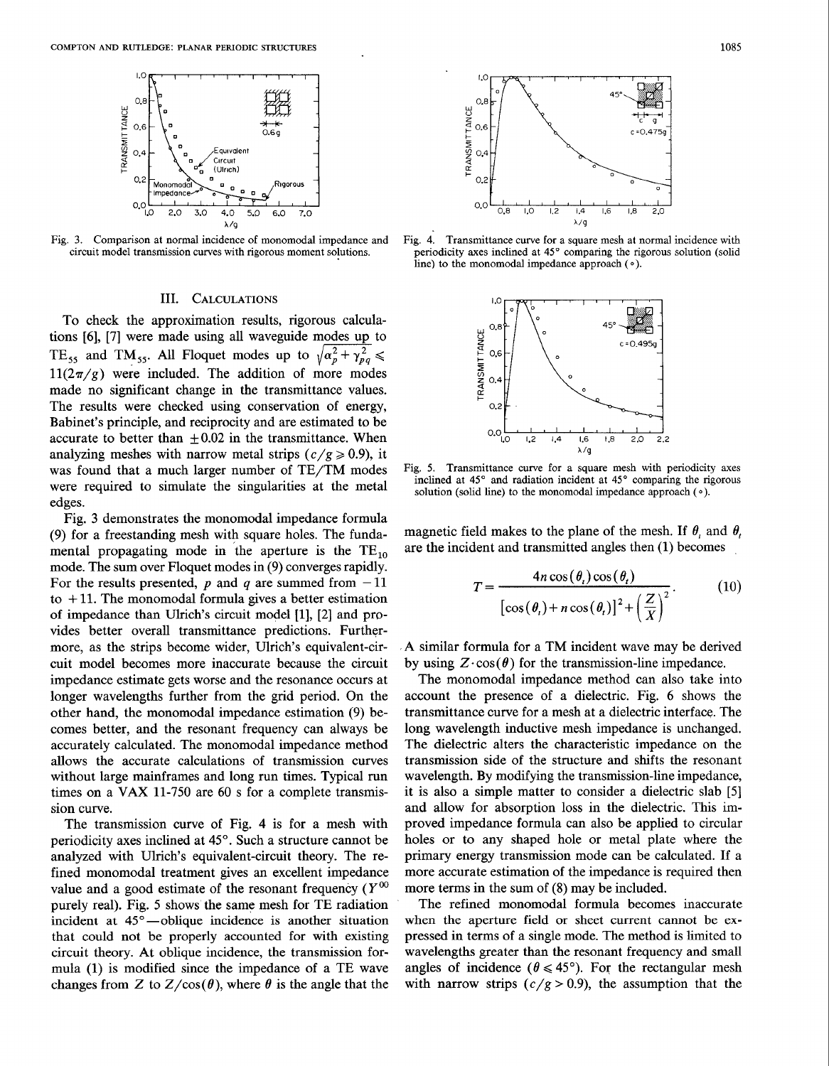Fig. 3. Comparison at normal incidence of monomodal impedance and circuit model transmission curves with rigorous moment solutions.

Fig. 4. Transmittance curve for a square mesh at normal incidence with periodicity axes inclined at 45° comparing the rigorous solution (solid line) to the monomodal impedance approach (∘).

Fig. 5. Transmittance curve for a square mesh with periodicity axes inclined at 45° and radiation incident at 45° comparing the rigorous solution (solid line) to the monomodal impedance approach (∘).

## III. Calculations

To check the approximation results, rigorous calculations [6], [7] were made using all waveguide modes up to $TE_{55}$ and $TM_{55}$. All Floquet modes up to $\sqrt{\alpha_p^2 + \gamma_{pq}^2} \leqslant 11(2\pi/g)$ were included. The addition of more modes made no significant change in the transmittance values. The results were checked using conservation of energy, Babinet's principle, and reciprocity and are estimated to be accurate to better than $\pm 0.02$ in the transmittance. When analyzing meshes with narrow metal strips ($c/g \geqslant 0.9$), it was found that a much larger number of TE/TM modes were required to simulate the singularities at the metal edges.

Fig. 3 demonstrates the monomodal impedance formula (9) for a freestanding mesh with square holes. The fundamental propagating mode in the aperture is the $TE_{10}$ mode. The sum over Floquet modes in (9) converges rapidly. For the results presented, $p$ and $q$ are summed from $-11$ to $+11$. The monomodal formula gives a better estimation of impedance than Ulrich's circuit model [1], [2] and provides better overall transmittance predictions. Furthermore, as the strips become wider, Ulrich's equivalent-circuit model becomes more inaccurate because the circuit impedance estimate gets worse and the resonance occurs at longer wavelengths further from the grid period. On the other hand, the monomodal impedance estimation (9) becomes better, and the resonant frequency can always be accurately calculated. The monomodal impedance method allows the accurate calculations of transmission curves without large mainframes and long run times. Typical run times on a VAX 11-750 are 60 s for a complete transmission curve.

The transmission curve of Fig. 4 is for a mesh with periodicity axes inclined at 45°. Such a structure cannot be analyzed with Ulrich's equivalent-circuit theory. The refined monomodal treatment gives an excellent impedance value and a good estimate of the resonant frequency ($Y^{00}$ purely real). Fig. 5 shows the same mesh for TE radiation incident at 45°—oblique incidence is another situation that could not be properly accounted for with existing circuit theory. At oblique incidence, the transmission formula (1) is modified since the impedance of a TE wave changes from $Z$ to $Z/\cos(\theta)$, where $\theta$ is the angle that the magnetic field makes to the plane of the mesh. If $\theta_i$ and $\theta_t$ are the incident and transmitted angles then (1) becomes

$$T = \frac{4n\cos(\theta_i)\cos(\theta_t)}{\left[\cos(\theta_i) + n\cos(\theta_t)\right]^2 + \left(\frac{Z}{X}\right)^2}. \tag{10}$$

A similar formula for a TM incident wave may be derived by using $Z \cdot \cos(\theta)$ for the transmission-line impedance.

The monomodal impedance method can also take into account the presence of a dielectric. Fig. 6 shows the transmittance curve for a mesh at a dielectric interface. The long wavelength inductive mesh impedance is unchanged. The dielectric alters the characteristic impedance on the transmission side of the structure and shifts the resonant wavelength. By modifying the transmission-line impedance, it is also a simple matter to consider a dielectric slab [5] and allow for absorption loss in the dielectric. This improved impedance formula can also be applied to circular holes or to any shaped hole or metal plate where the primary energy transmission mode can be calculated. If a more accurate estimation of the impedance is required then more terms in the sum of (8) may be included.

The refined monomodal formula becomes inaccurate when the aperture field or sheet current cannot be expressed in terms of a single mode. The method is limited to wavelengths greater than the resonant frequency and small angles of incidence ($\theta \leqslant 45°$). For the rectangular mesh with narrow strips ($c/g > 0.9$), the assumption that the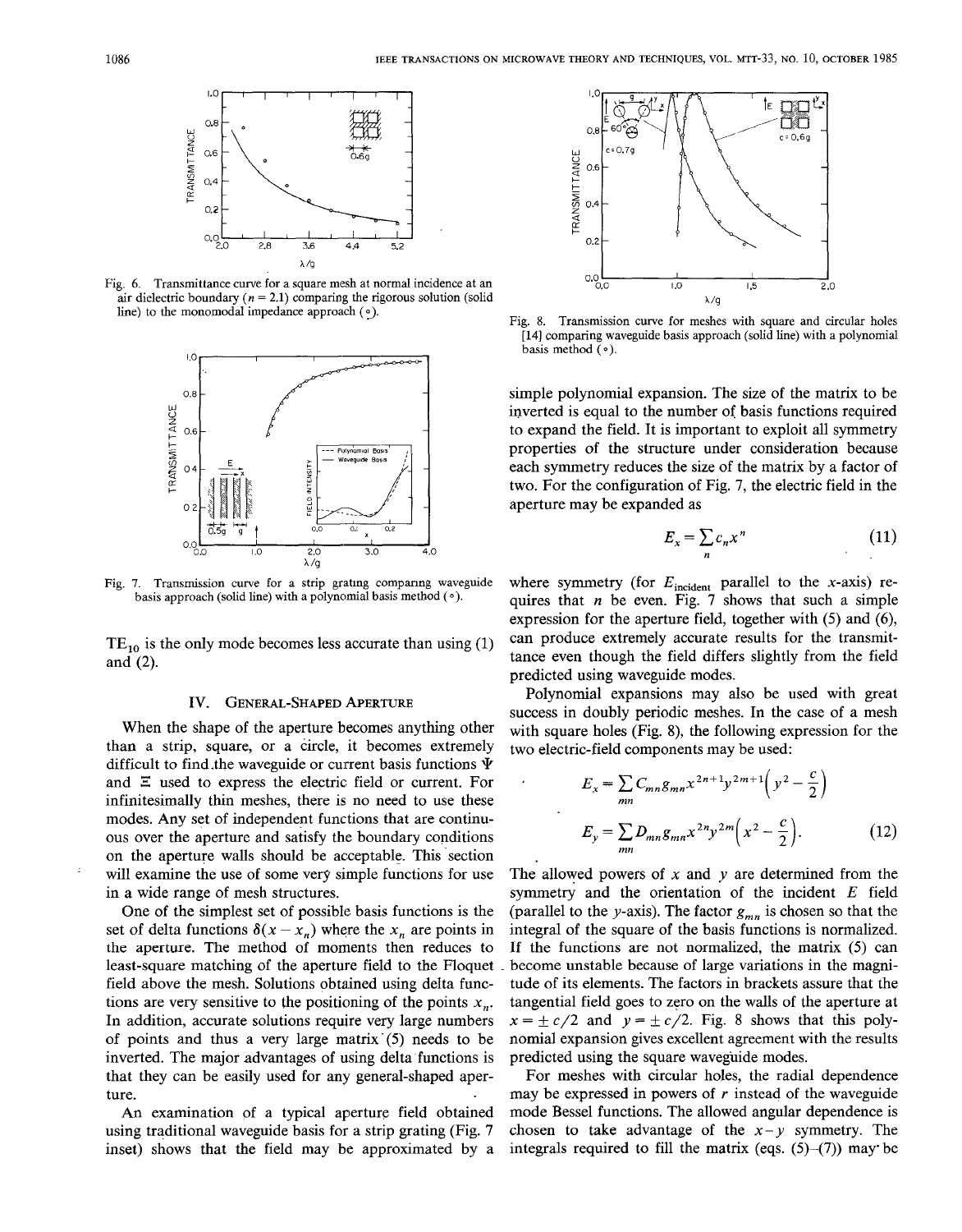Fig. 6. Transmittance curve for a square mesh at normal incidence at an air dielectric boundary ($n = 2.1$) comparing the rigorous solution (solid line) to the monomodal impedance approach (∘).

Fig. 7. Transmission curve for a strip grating comparing waveguide basis approach (solid line) with a polynomial basis method (∘).

$TE_{10}$ is the only mode becomes less accurate than using (1) and (2).

## IV. General-Shaped Aperture

When the shape of the aperture becomes anything other than a strip, square, or a circle, it becomes extremely difficult to find the waveguide or current basis functions $\Psi$ and $\Xi$ used to express the electric field or current. For infinitesimally thin meshes, there is no need to use these modes. Any set of independent functions that are continuous over the aperture and satisfy the boundary conditions on the aperture walls should be acceptable. This section will examine the use of some very simple functions for use in a wide range of mesh structures.

One of the simplest set of possible basis functions is the set of delta functions $\delta(x - x_n)$ where the $x_n$ are points in the aperture. The method of moments then reduces to least-square matching of the aperture field to the Floquet field above the mesh. Solutions obtained using delta functions are very sensitive to the positioning of the points $x_n$. In addition, accurate solutions require very large numbers of points and thus a very large matrix (5) needs to be inverted. The major advantages of using delta functions is that they can be easily used for any general-shaped aperture.

An examination of a typical aperture field obtained using traditional waveguide basis for a strip grating (Fig. 7 inset) shows that the field may be approximated by a simple polynomial expansion. The size of the matrix to be inverted is equal to the number of basis functions required to expand the field. It is important to exploit all symmetry properties of the structure under consideration because each symmetry reduces the size of the matrix by a factor of two. For the configuration of Fig. 7, the electric field in the aperture may be expanded as

$$E_x = \sum_n c_n x^n \tag{11}$$

where symmetry (for $E_{\text{incident}}$ parallel to the $x$-axis) requires that $n$ be even. Fig. 7 shows that such a simple expression for the aperture field, together with (5) and (6), can produce extremely accurate results for the transmittance even though the field differs slightly from the field predicted using waveguide modes.

Fig. 8. Transmission curve for meshes with square and circular holes [14] comparing waveguide basis approach (solid line) with a polynomial basis method (∘).

Polynomial expansions may also be used with great success in doubly periodic meshes. In the case of a mesh with square holes (Fig. 8), the following expression for the two electric-field components may be used:

$$E_x = \sum_{mn} C_{mn} g_{mn} x^{2n+1} y^{2m+1} \left( y^2 - \frac{c}{2} \right)$$

$$E_y = \sum_{mn} D_{mn} g_{mn} x^{2n} y^{2m} \left( x^2 - \frac{c}{2} \right). \tag{12}$$

The allowed powers of $x$ and $y$ are determined from the symmetry and the orientation of the incident $E$ field (parallel to the $y$-axis). The factor $g_{mn}$ is chosen so that the integral of the square of the basis functions is normalized. If the functions are not normalized, the matrix (5) can become unstable because of large variations in the magnitude of its elements. The factors in brackets assure that the tangential field goes to zero on the walls of the aperture at $x = \pm c/2$ and $y = \pm c/2$. Fig. 8 shows that this polynomial expansion gives excellent agreement with the results predicted using the square waveguide modes.

For meshes with circular holes, the radial dependence may be expressed in powers of $r$ instead of the waveguide mode Bessel functions. The allowed angular dependence is chosen to take advantage of the $x$–$y$ symmetry. The integrals required to fill the matrix (eqs. (5)–(7)) may be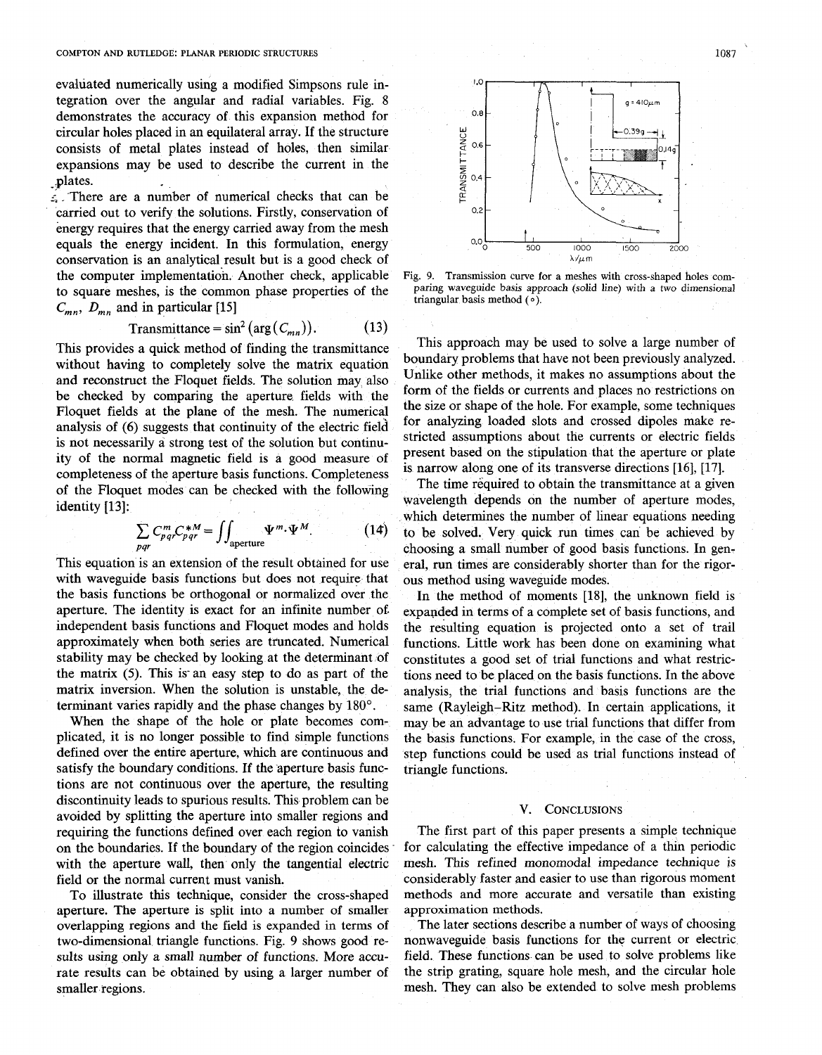evaluated numerically using a modified Simpsons rule integration over the angular and radial variables. Fig. 8 demonstrates the accuracy of this expansion method for circular holes placed in an equilateral array. If the structure consists of metal plates instead of holes, then similar expansions may be used to describe the current in the plates.

There are a number of numerical checks that can be carried out to verify the solutions. Firstly, conservation of energy requires that the energy carried away from the mesh equals the energy incident. In this formulation, energy conservation is an analytical result but is a good check of the computer implementation. Another check, applicable to square meshes, is the common phase properties of the $C_{mn}$, $D_{mn}$ and in particular [15]

$$\text{Transmittance} = \sin^2(\arg(C_{mn})). \tag{13}$$

This provides a quick method of finding the transmittance without having to completely solve the matrix equation and reconstruct the Floquet fields. The solution may also be checked by comparing the aperture fields with the Floquet fields at the plane of the mesh. The numerical analysis of (6) suggests that continuity of the electric field is not necessarily a strong test of the solution but continuity of the normal magnetic field is a good measure of completeness of the aperture basis functions. Completeness of the Floquet modes can be checked with the following identity [13]:

$$\sum_{pqr} C^m_{pqr} C^{*M}_{pqr} = \iint_{\text{aperture}} \Psi^m \cdot \Psi^M. \tag{14}$$

This equation is an extension of the result obtained for use with waveguide basis functions but does not require that the basis functions be orthogonal or normalized over the aperture. The identity is exact for an infinite number of independent basis functions and Floquet modes and holds approximately when both series are truncated. Numerical stability may be checked by looking at the determinant of the matrix (5). This is an easy step to do as part of the matrix inversion. When the solution is unstable, the determinant varies rapidly and the phase changes by 180°.

When the shape of the hole or plate becomes complicated, it is no longer possible to find simple functions defined over the entire aperture, which are continuous and satisfy the boundary conditions. If the aperture basis functions are not continuous over the aperture, the resulting discontinuity leads to spurious results. This problem can be avoided by splitting the aperture into smaller regions and requiring the functions defined over each region to vanish on the boundaries. If the boundary of the region coincides with the aperture wall, then only the tangential electric field or the normal current must vanish.

To illustrate this technique, consider the cross-shaped aperture. The aperture is split into a number of smaller overlapping regions and the field is expanded in terms of two-dimensional triangle functions. Fig. 9 shows good results using only a small number of functions. More accurate results can be obtained by using a larger number of smaller regions.

Fig. 9. Transmission curve for a meshes with cross-shaped holes comparing waveguide basis approach (solid line) with a two dimensional triangular basis method (o).

This approach may be used to solve a large number of boundary problems that have not been previously analyzed. Unlike other methods, it makes no assumptions about the form of the fields or currents and places no restrictions on the size or shape of the hole. For example, some techniques for analyzing loaded slots and crossed dipoles make restricted assumptions about the currents or electric fields present based on the stipulation that the aperture or plate is narrow along one of its transverse directions [16], [17].

The time required to obtain the transmittance at a given wavelength depends on the number of aperture modes, which determines the number of linear equations needing to be solved. Very quick run times can be achieved by choosing a small number of good basis functions. In general, run times are considerably shorter than for the rigorous method using waveguide modes.

In the method of moments [18], the unknown field is expanded in terms of a complete set of basis functions, and the resulting equation is projected onto a set of trail functions. Little work has been done on examining what constitutes a good set of trial functions and what restrictions need to be placed on the basis functions. In the above analysis, the trial functions and basis functions are the same (Rayleigh–Ritz method). In certain applications, it may be an advantage to use trial functions that differ from the basis functions. For example, in the case of the cross, step functions could be used as trial functions instead of triangle functions.

## V. Conclusions

The first part of this paper presents a simple technique for calculating the effective impedance of a thin periodic mesh. This refined monomodal impedance technique is considerably faster and easier to use than rigorous moment methods and more accurate and versatile than existing approximation methods.

The later sections describe a number of ways of choosing nonwaveguide basis functions for the current or electric field. These functions can be used to solve problems like the strip grating, square hole mesh, and the circular hole mesh. They can also be extended to solve mesh problems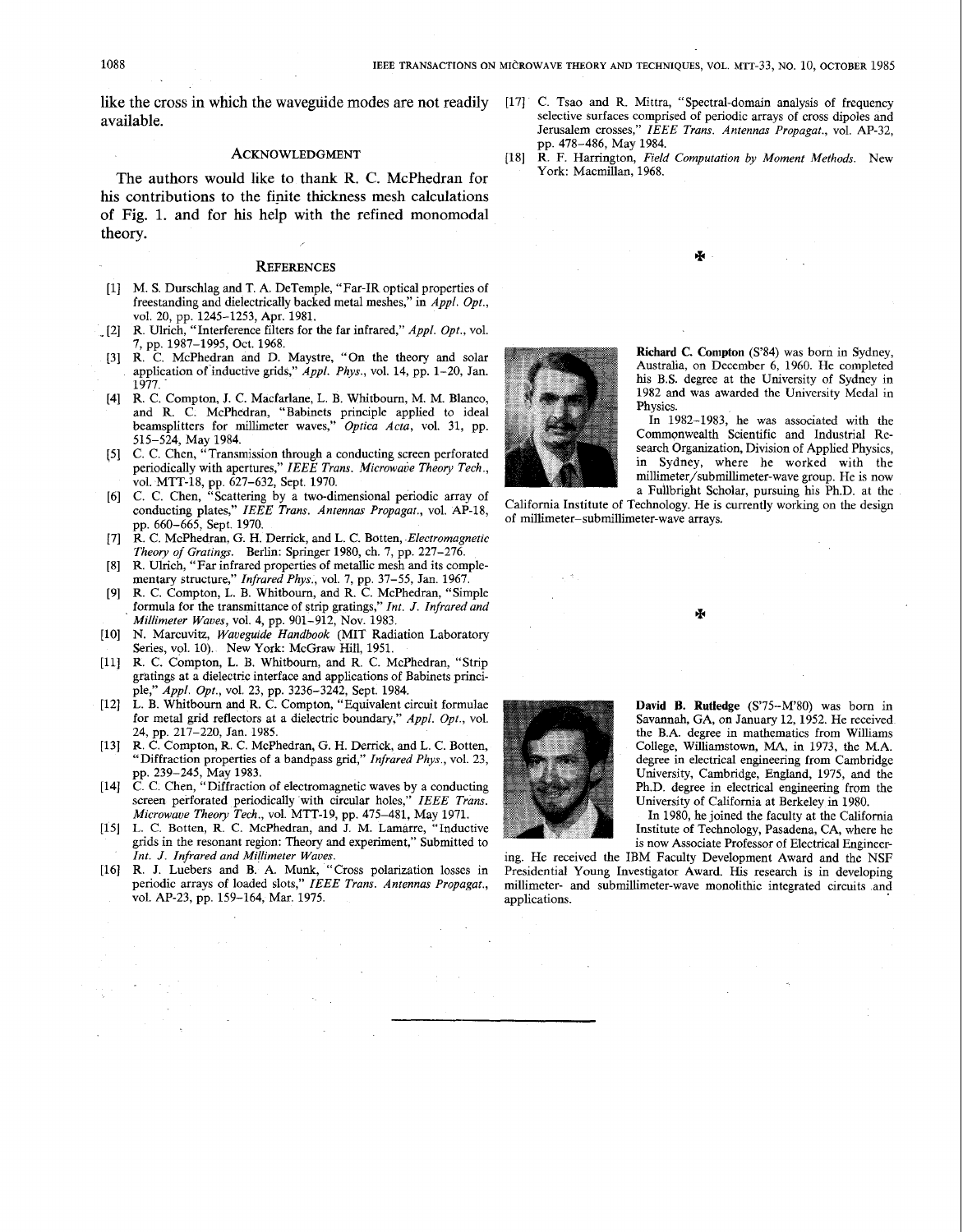like the cross in which the waveguide modes are not readily available.

## ACKNOWLEDGMENT

The authors would like to thank R. C. McPhedran for his contributions to the finite thickness mesh calculations of Fig. 1. and for his help with the refined monomodal theory.

## REFERENCES

[1] M. S. Durschlag and T. A. DeTemple, "Far-IR optical properties of freestanding and dielectrically backed metal meshes," in *Appl. Opt.*, vol. 20, pp. 1245–1253, Apr. 1981.

[2] R. Ulrich, "Interference filters for the far infrared," *Appl. Opt.*, vol. 7, pp. 1987–1995, Oct. 1968.

[3] R. C. McPhedran and D. Maystre, "On the theory and solar application of inductive grids," *Appl. Phys.*, vol. 14, pp. 1–20, Jan. 1977.

[4] R. C. Compton, J. C. Macfarlane, L. B. Whitbourn, M. M. Blanco, and R. C. McPhedran, "Babinets principle applied to ideal beamsplitters for millimeter waves," *Optica Acta*, vol. 31, pp. 515–524, May 1984.

[5] C. C. Chen, "Transmission through a conducting screen perforated periodically with apertures," *IEEE Trans. Microwave Theory Tech.*, vol. MTT-18, pp. 627–632, Sept. 1970.

[6] C. C. Chen, "Scattering by a two-dimensional periodic array of conducting plates," *IEEE Trans. Antennas Propagat.*, vol. AP-18, pp. 660–665, Sept. 1970.

[7] R. C. McPhedran, G. H. Derrick, and L. C. Botten, *Electromagnetic Theory of Gratings*. Berlin: Springer 1980, ch. 7, pp. 227–276.

[8] R. Ulrich, "Far infrared properties of metallic mesh and its complementary structure," *Infrared Phys.*, vol. 7, pp. 37–55, Jan. 1967.

[9] R. C. Compton, L. B. Whitbourn, and R. C. McPhedran, "Simple formula for the transmittance of strip gratings," *Int. J. Infrared and Millimeter Waves*, vol. 4, pp. 901–912, Nov. 1983.

[10] N. Marcuvitz, *Waveguide Handbook* (MIT Radiation Laboratory Series, vol. 10). New York: McGraw Hill, 1951.

[11] R. C. Compton, L. B. Whitbourn, and R. C. McPhedran, "Strip gratings at a dielectric interface and applications of Babinets principle," *Appl. Opt.*, vol. 23, pp. 3236–3242, Sept. 1984.

[12] L. B. Whitbourn and R. C. Compton, "Equivalent circuit formulae for metal grid reflectors at a dielectric boundary," *Appl. Opt.*, vol. 24, pp. 217–220, Jan. 1985.

[13] R. C. Compton, R. C. McPhedran, G. H. Derrick, and L. C. Botten, "Diffraction properties of a bandpass grid," *Infrared Phys.*, vol. 23, pp. 239–245, May 1983.

[14] C. C. Chen, "Diffraction of electromagnetic waves by a conducting screen perforated periodically with circular holes," *IEEE Trans. Microwave Theory Tech.*, vol. MTT-19, pp. 475–481, May 1971.

[15] L. C. Botten, R. C. McPhedran, and J. M. Lamarre, "Inductive grids in the resonant region: Theory and experiment," Submitted to *Int. J. Infrared and Millimeter Waves*.

[16] R. J. Luebers and B. A. Munk, "Cross polarization losses in periodic arrays of loaded slots," *IEEE Trans. Antennas Propagat.*, vol. AP-23, pp. 159–164, Mar. 1975.

[17] C. Tsao and R. Mittra, "Spectral-domain analysis of frequency selective surfaces comprised of periodic arrays of cross dipoles and Jerusalem crosses," *IEEE Trans. Antennas Propagat.*, vol. AP-32, pp. 478–486, May 1984.

[18] R. F. Harrington, *Field Computation by Moment Methods*. New York: Macmillan, 1968.

**Richard C. Compton** (S'84) was born in Sydney, Australia, on December 6, 1960. He completed his B.S. degree at the University of Sydney in 1982 and was awarded the University Medal in Physics.

In 1982–1983, he was associated with the Commonwealth Scientific and Industrial Research Organization, Division of Applied Physics, in Sydney, where he worked with the millimeter/submillimeter-wave group. He is now a Fullbright Scholar, pursuing his Ph.D. at the California Institute of Technology. He is currently working on the design of millimeter–submillimeter-wave arrays.

**David B. Rutledge** (S'75–M'80) was born in Savannah, GA, on January 12, 1952. He received the B.A. degree in mathematics from Williams College, Williamstown, MA, in 1973, the M.A. degree in electrical engineering from Cambridge University, Cambridge, England, 1975, and the Ph.D. degree in electrical engineering from the University of California at Berkeley in 1980.

In 1980, he joined the faculty at the California Institute of Technology, Pasadena, CA, where he is now Associate Professor of Electrical Engineering. He received the IBM Faculty Development Award and the NSF Presidential Young Investigator Award. His research is in developing millimeter- and submillimeter-wave monolithic integrated circuits and applications.